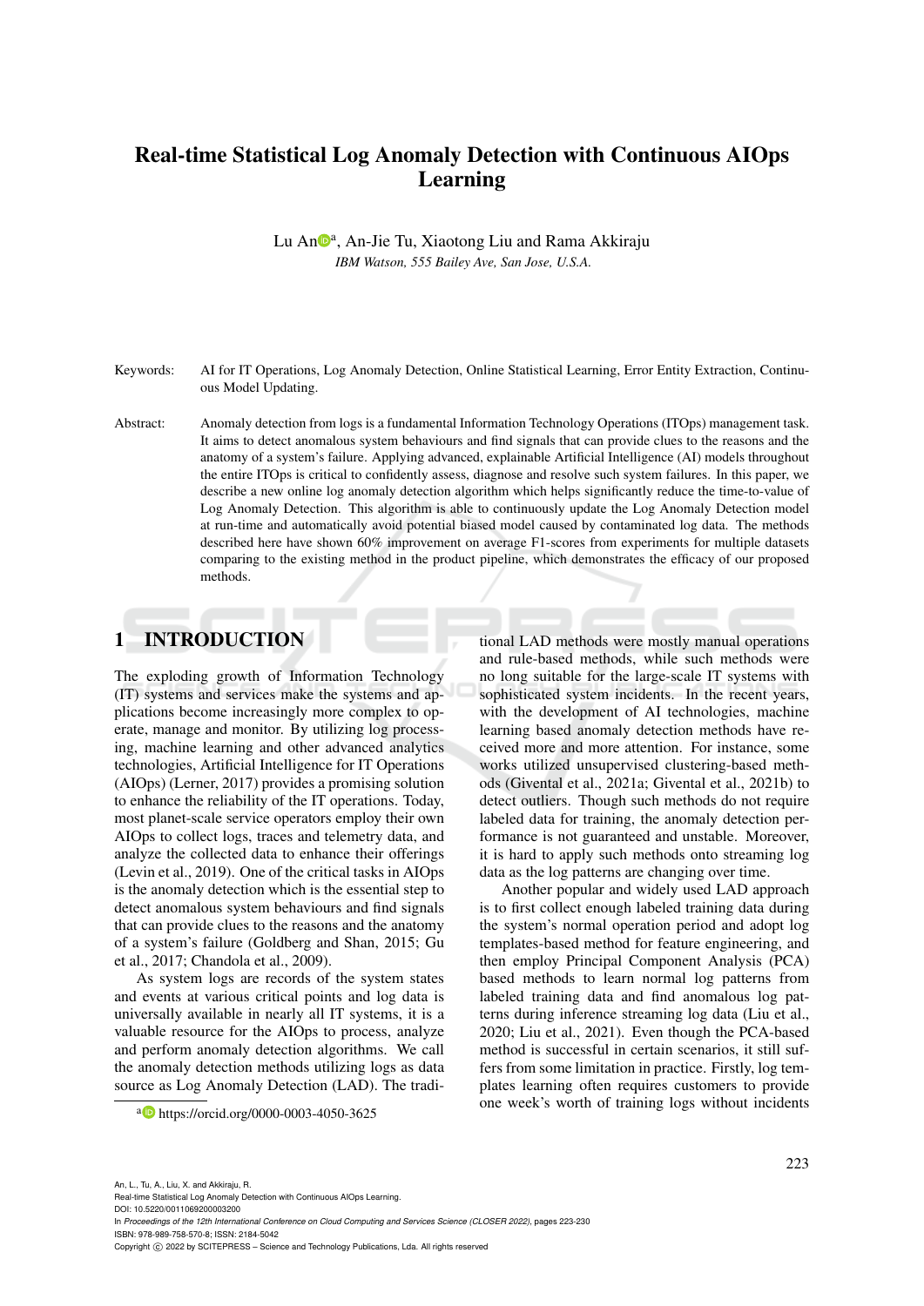# Real-time Statistical Log Anomaly Detection with Continuous AIOps Learning

Lu An[a], An-Jie Tu, Xiaotong Liu and Rama Akkiraju

*IBM Watson, 555 Bailey Ave, San Jose, U.S.A.*

Keywords: AI for IT Operations, Log Anomaly Detection, Online Statistical Learning, Error Entity Extraction, Continuous Model Updating.

Abstract: Anomaly detection from logs is a fundamental Information Technology Operations (ITOps) management task. It aims to detect anomalous system behaviours and find signals that can provide clues to the reasons and the anatomy of a system's failure. Applying advanced, explainable Artificial Intelligence (AI) models throughout the entire ITOps is critical to confidently assess, diagnose and resolve such system failures. In this paper, we describe a new online log anomaly detection algorithm which helps significantly reduce the time-to-value of Log Anomaly Detection. This algorithm is able to continuously update the Log Anomaly Detection model at run-time and automatically avoid potential biased model caused by contaminated log data. The methods described here have shown 60% improvement on average F1-scores from experiments for multiple datasets comparing to the existing method in the product pipeline, which demonstrates the efficacy of our proposed methods.

## 1 INTRODUCTION

The exploding growth of Information Technology (IT) systems and services make the systems and applications become increasingly more complex to operate, manage and monitor. By utilizing log processing, machine learning and other advanced analytics technologies, Artificial Intelligence for IT Operations (AIOps) (Lerner, 2017) provides a promising solution to enhance the reliability of the IT operations. Today, most planet-scale service operators employ their own AIOps to collect logs, traces and telemetry data, and analyze the collected data to enhance their offerings (Levin et al., 2019). One of the critical tasks in AIOps is the anomaly detection which is the essential step to detect anomalous system behaviours and find signals that can provide clues to the reasons and the anatomy of a system's failure (Goldberg and Shan, 2015; Gu et al., 2017; Chandola et al., 2009).

As system logs are records of the system states and events at various critical points and log data is universally available in nearly all IT systems, it is a valuable resource for the AIOps to process, analyze and perform anomaly detection algorithms. We call the anomaly detection methods utilizing logs as data source as Log Anomaly Detection (LAD). The traditional LAD methods were mostly manual operations and rule-based methods, while such methods were no long suitable for the large-scale IT systems with sophisticated system incidents. In the recent years, with the development of AI technologies, machine learning based anomaly detection methods have received more and more attention. For instance, some works utilized unsupervised clustering-based methods (Givental et al., 2021a; Givental et al., 2021b) to detect outliers. Though such methods do not require labeled data for training, the anomaly detection performance is not guaranteed and unstable. Moreover, it is hard to apply such methods onto streaming log data as the log patterns are changing over time.

Another popular and widely used LAD approach is to first collect enough labeled training data during the system's normal operation period and adopt log templates-based method for feature engineering, and then employ Principal Component Analysis (PCA) based methods to learn normal log patterns from labeled training data and find anomalous log patterns during inference streaming log data (Liu et al., 2020; Liu et al., 2021). Even though the PCA-based method is successful in certain scenarios, it still suffers from some limitation in practice. Firstly, log templates learning often requires customers to provide one week's worth of training logs without incidents

[a] https://orcid.org/0000-0003-4050-3625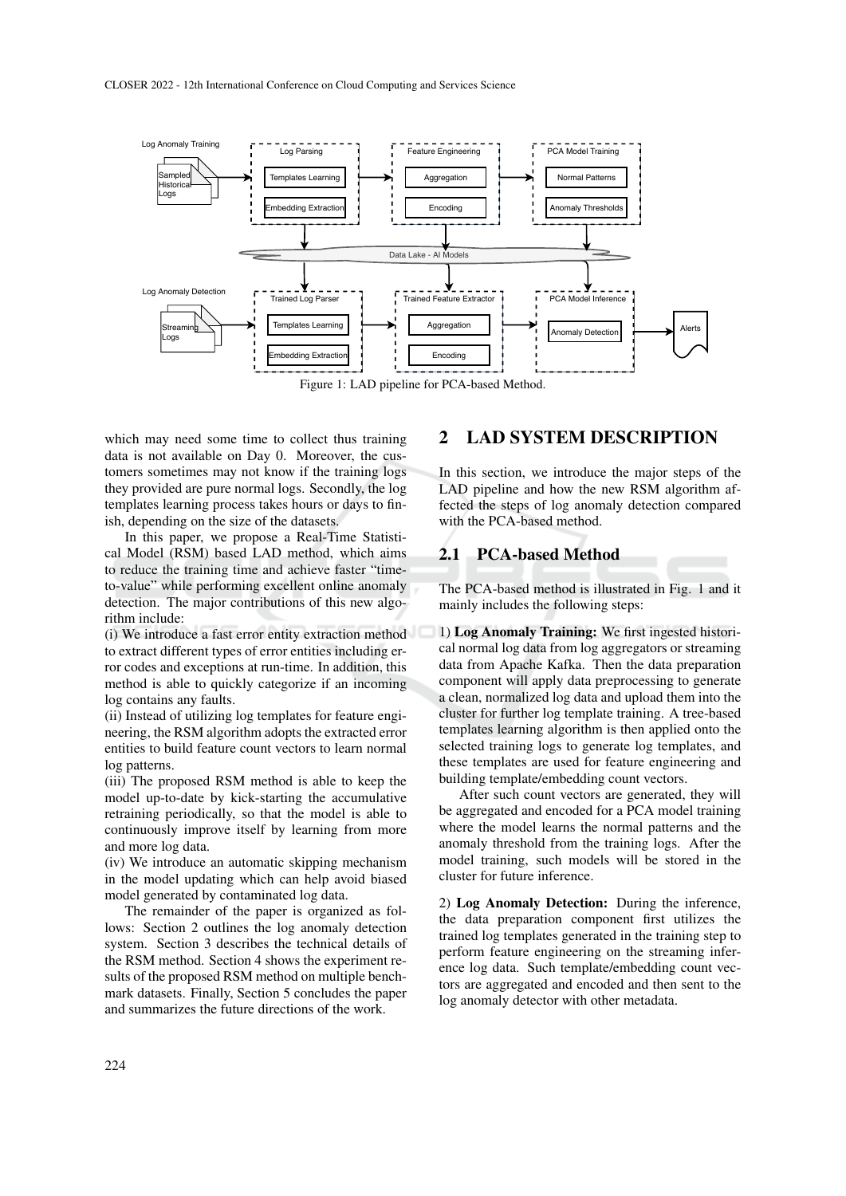Figure 1: LAD pipeline for PCA-based Method.

which may need some time to collect thus training data is not available on Day 0. Moreover, the customers sometimes may not know if the training logs they provided are pure normal logs. Secondly, the log templates learning process takes hours or days to finish, depending on the size of the datasets.

In this paper, we propose a Real-Time Statistical Model (RSM) based LAD method, which aims to reduce the training time and achieve faster "time-to-value" while performing excellent online anomaly detection. The major contributions of this new algorithm include:

(i) We introduce a fast error entity extraction method to extract different types of error entities including error codes and exceptions at run-time. In addition, this method is able to quickly categorize if an incoming log contains any faults.

(ii) Instead of utilizing log templates for feature engineering, the RSM algorithm adopts the extracted error entities to build feature count vectors to learn normal log patterns.

(iii) The proposed RSM method is able to keep the model up-to-date by kick-starting the accumulative retraining periodically, so that the model is able to continuously improve itself by learning from more and more log data.

(iv) We introduce an automatic skipping mechanism in the model updating which can help avoid biased model generated by contaminated log data.

The remainder of the paper is organized as follows: Section 2 outlines the log anomaly detection system. Section 3 describes the technical details of the RSM method. Section 4 shows the experiment results of the proposed RSM method on multiple benchmark datasets. Finally, Section 5 concludes the paper and summarizes the future directions of the work.

# 2 LAD SYSTEM DESCRIPTION

In this section, we introduce the major steps of the LAD pipeline and how the new RSM algorithm affected the steps of log anomaly detection compared with the PCA-based method.

## 2.1 PCA-based Method

The PCA-based method is illustrated in Fig. 1 and it mainly includes the following steps:

1) **Log Anomaly Training:** We first ingested historical normal log data from log aggregators or streaming data from Apache Kafka. Then the data preparation component will apply data preprocessing to generate a clean, normalized log data and upload them into the cluster for further log template training. A tree-based templates learning algorithm is then applied onto the selected training logs to generate log templates, and these templates are used for feature engineering and building template/embedding count vectors.

After such count vectors are generated, they will be aggregated and encoded for a PCA model training where the model learns the normal patterns and the anomaly threshold from the training logs. After the model training, such models will be stored in the cluster for future inference.

2) **Log Anomaly Detection:** During the inference, the data preparation component first utilizes the trained log templates generated in the training step to perform feature engineering on the streaming inference log data. Such template/embedding count vectors are aggregated and encoded and then sent to the log anomaly detector with other metadata.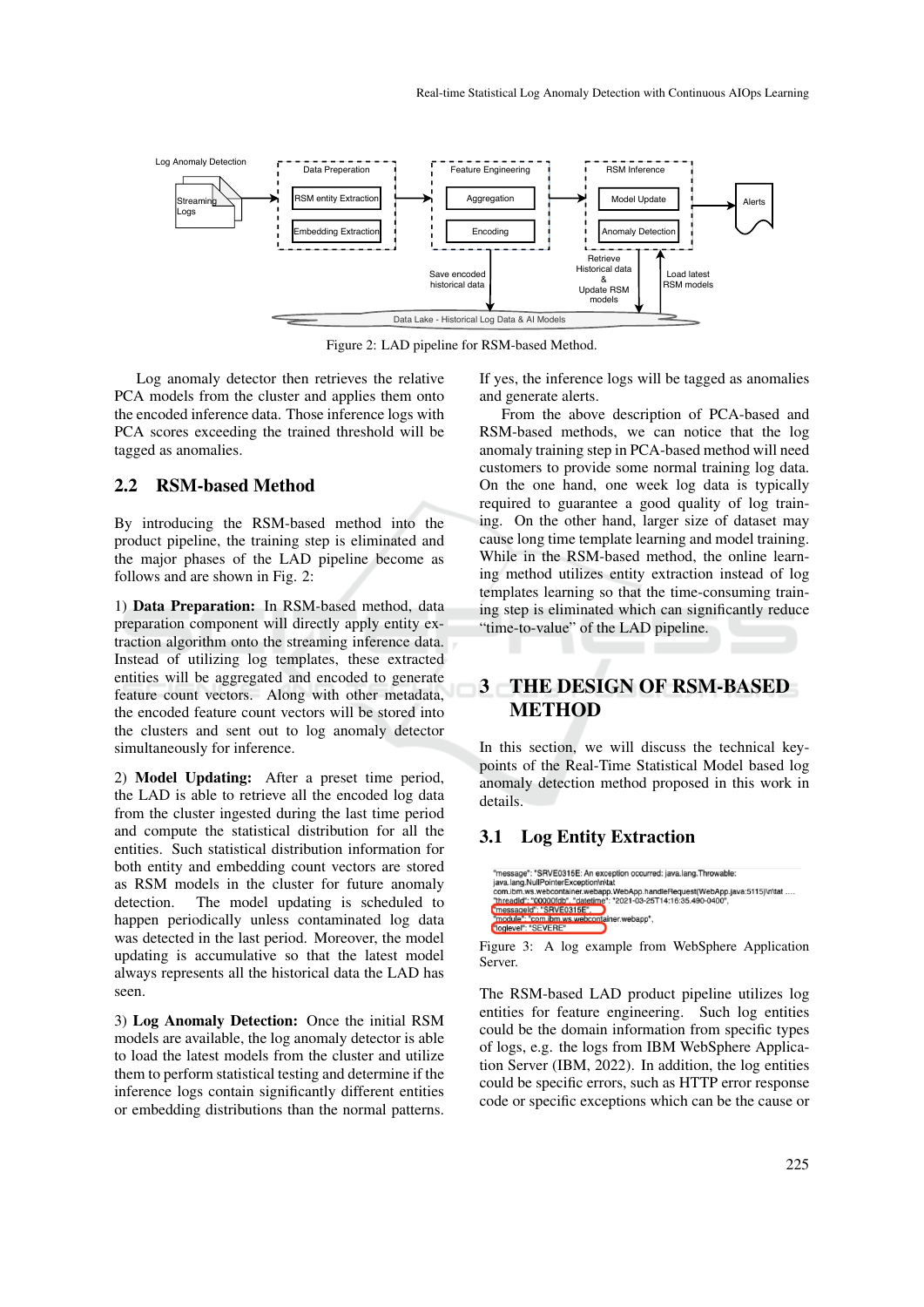Figure 2: LAD pipeline for RSM-based Method.

Log anomaly detector then retrieves the relative PCA models from the cluster and applies them onto the encoded inference data. Those inference logs with PCA scores exceeding the trained threshold will be tagged as anomalies.

## 2.2 RSM-based Method

By introducing the RSM-based method into the product pipeline, the training step is eliminated and the major phases of the LAD pipeline become as follows and are shown in Fig. 2:

1) **Data Preparation:** In RSM-based method, data preparation component will directly apply entity extraction algorithm onto the streaming inference data. Instead of utilizing log templates, these extracted entities will be aggregated and encoded to generate feature count vectors. Along with other metadata, the encoded feature count vectors will be stored into the clusters and sent out to log anomaly detector simultaneously for inference.

2) **Model Updating:** After a preset time period, the LAD is able to retrieve all the encoded log data from the cluster ingested during the last time period and compute the statistical distribution for all the entities. Such statistical distribution information for both entity and embedding count vectors are stored as RSM models in the cluster for future anomaly detection. The model updating is scheduled to happen periodically unless contaminated log data was detected in the last period. Moreover, the model updating is accumulative so that the latest model always represents all the historical data the LAD has seen.

3) **Log Anomaly Detection:** Once the initial RSM models are available, the log anomaly detector is able to load the latest models from the cluster and utilize them to perform statistical testing and determine if the inference logs contain significantly different entities or embedding distributions than the normal patterns. If yes, the inference logs will be tagged as anomalies and generate alerts.

From the above description of PCA-based and RSM-based methods, we can notice that the log anomaly training step in PCA-based method will need customers to provide some normal training log data. On the one hand, one week log data is typically required to guarantee a good quality of log training. On the other hand, larger size of dataset may cause long time template learning and model training. While in the RSM-based method, the online learning method utilizes entity extraction instead of log templates learning so that the time-consuming training step is eliminated which can significantly reduce "time-to-value" of the LAD pipeline.

# 3 THE DESIGN OF RSM-BASED METHOD

In this section, we will discuss the technical keypoints of the Real-Time Statistical Model based log anomaly detection method proposed in this work in details.

## 3.1 Log Entity Extraction

Figure 3: A log example from WebSphere Application Server.

The RSM-based LAD product pipeline utilizes log entities for feature engineering. Such log entities could be the domain information from specific types of logs, e.g. the logs from IBM WebSphere Application Server (IBM, 2022). In addition, the log entities could be specific errors, such as HTTP error response code or specific exceptions which can be the cause or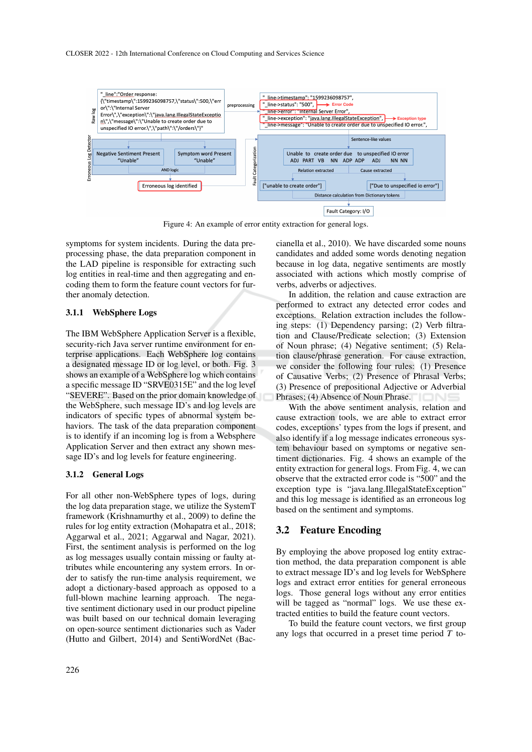Figure 4: An example of error entity extraction for general logs.

symptoms for system incidents. During the data preprocessing phase, the data preparation component in the LAD pipeline is responsible for extracting such log entities in real-time and then aggregating and encoding them to form the feature count vectors for further anomaly detection.

### 3.1.1 WebSphere Logs

The IBM WebSphere Application Server is a flexible, security-rich Java server runtime environment for enterprise applications. Each WebSphere log contains a designated message ID or log level, or both. Fig. 3 shows an example of a WebSphere log which contains a specific message ID "SRVE0315E" and the log level "SEVERE". Based on the prior domain knowledge of the WebSphere, such message ID's and log levels are indicators of specific types of abnormal system behaviors. The task of the data preparation component is to identify if an incoming log is from a Websphere Application Server and then extract any shown message ID's and log levels for feature engineering.

### 3.1.2 General Logs

For all other non-WebSphere types of logs, during the log data preparation stage, we utilize the SystemT framework (Krishnamurthy et al., 2009) to define the rules for log entity extraction (Mohapatra et al., 2018; Aggarwal et al., 2021; Aggarwal and Nagar, 2021). First, the sentiment analysis is performed on the log as log messages usually contain missing or faulty attributes while encountering any system errors. In order to satisfy the run-time analysis requirement, we adopt a dictionary-based approach as opposed to a full-blown machine learning approach. The negative sentiment dictionary used in our product pipeline was built based on our technical domain leveraging on open-source sentiment dictionaries such as Vader (Hutto and Gilbert, 2014) and SentiWordNet (Baccianella et al., 2010). We have discarded some nouns candidates and added some words denoting negation because in log data, negative sentiments are mostly associated with actions which mostly comprise of verbs, adverbs or adjectives.

In addition, the relation and cause extraction are performed to extract any detected error codes and exceptions. Relation extraction includes the following steps: (1) Dependency parsing; (2) Verb filtration and Clause/Predicate selection; (3) Extension of Noun phrase; (4) Negative sentiment; (5) Relation clause/phrase generation. For cause extraction, we consider the following four rules: (1) Presence of Causative Verbs; (2) Presence of Phrasal Verbs; (3) Presence of prepositional Adjective or Adverbial Phrases; (4) Absence of Noun Phrase.

With the above sentiment analysis, relation and cause extraction tools, we are able to extract error codes, exceptions' types from the logs if present, and also identify if a log message indicates erroneous system behaviour based on symptoms or negative sentiment dictionaries. Fig. 4 shows an example of the entity extraction for general logs. From Fig. 4, we can observe that the extracted error code is "500" and the exception type is "java.lang.IllegalStateException" and this log message is identified as an erroneous log based on the sentiment and symptoms.

## 3.2 Feature Encoding

By employing the above proposed log entity extraction method, the data preparation component is able to extract message ID's and log levels for WebSphere logs and extract error entities for general erroneous logs. Those general logs without any error entities will be tagged as "normal" logs. We use these extracted entities to build the feature count vectors.

To build the feature count vectors, we first group any logs that occurred in a preset time period $T$ to-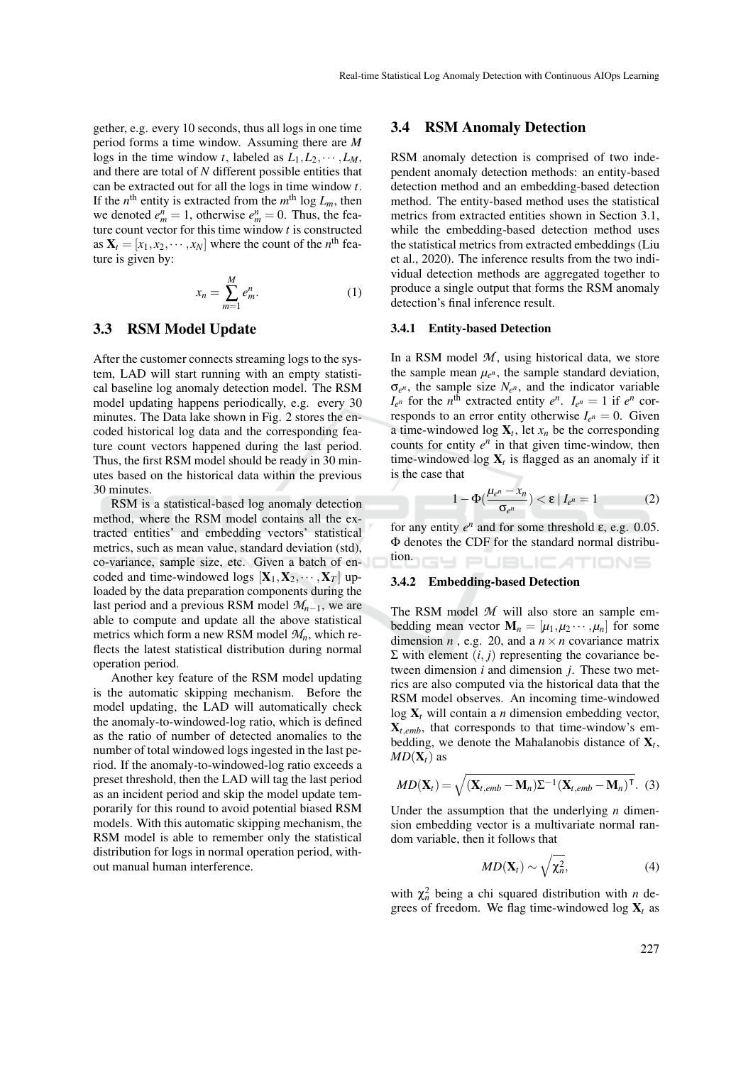gether, e.g. every 10 seconds, thus all logs in one time period forms a time window. Assuming there are $M$ logs in the time window $t$, labeled as $L_1, L_2, \cdots, L_M$, and there are total of $N$ different possible entities that can be extracted out for all the logs in time window $t$. If the $n^{\text{th}}$ entity is extracted from the $m^{\text{th}}$ log $L_m$, then we denoted $e_m^n = 1$, otherwise $e_m^n = 0$. Thus, the feature count vector for this time window $t$ is constructed as $\mathbf{X}_t = [x_1, x_2, \cdots, x_N]$ where the count of the $n^{\text{th}}$ feature is given by:

$$x_n = \sum_{m=1}^{M} e_m^n. \tag{1}$$

### 3.3 RSM Model Update

After the customer connects streaming logs to the system, LAD will start running with an empty statistical baseline log anomaly detection model. The RSM model updating happens periodically, e.g. every 30 minutes. The Data lake shown in Fig. 2 stores the encoded historical log data and the corresponding feature count vectors happened during the last period. Thus, the first RSM model should be ready in 30 minutes based on the historical data within the previous 30 minutes.

RSM is a statistical-based log anomaly detection method, where the RSM model contains all the extracted entities' and embedding vectors' statistical metrics, such as mean value, standard deviation (std), co-variance, sample size, etc. Given a batch of encoded and time-windowed logs $[\mathbf{X}_1, \mathbf{X}_2, \cdots, \mathbf{X}_T]$ uploaded by the data preparation components during the last period and a previous RSM model $\mathcal{M}_{n-1}$, we are able to compute and update all the above statistical metrics which form a new RSM model $\mathcal{M}_n$, which reflects the latest statistical distribution during normal operation period.

Another key feature of the RSM model updating is the automatic skipping mechanism. Before the model updating, the LAD will automatically check the anomaly-to-windowed-log ratio, which is defined as the ratio of number of detected anomalies to the number of total windowed logs ingested in the last period. If the anomaly-to-windowed-log ratio exceeds a preset threshold, then the LAD will tag the last period as an incident period and skip the model update temporarily for this round to avoid potential biased RSM models. With this automatic skipping mechanism, the RSM model is able to remember only the statistical distribution for logs in normal operation period, without manual human interference.

### 3.4 RSM Anomaly Detection

RSM anomaly detection is comprised of two independent anomaly detection methods: an entity-based detection method and an embedding-based detection method. The entity-based method uses the statistical metrics from extracted entities shown in Section 3.1, while the embedding-based detection method uses the statistical metrics from extracted embeddings (Liu et al., 2020). The inference results from the two individual detection methods are aggregated together to produce a single output that forms the RSM anomaly detection's final inference result.

#### 3.4.1 Entity-based Detection

In a RSM model $\mathcal{M}$, using historical data, we store the sample mean $\mu_{e^n}$, the sample standard deviation, $\sigma_{e^n}$, the sample size $N_{e^n}$, and the indicator variable $I_{e^n}$ for the $n^{\text{th}}$ extracted entity $e^n$. $I_{e^n} = 1$ if $e^n$ corresponds to an error entity otherwise $I_{e^n} = 0$. Given a time-windowed log $\mathbf{X}_t$, let $x_n$ be the corresponding counts for entity $e^n$ in that given time-window, then time-windowed log $\mathbf{X}_t$ is flagged as an anomaly if it is the case that

$$1 - \Phi\left(\frac{\mu_{e^n} - x_n}{\sigma_{e^n}}\right) < \varepsilon \mid I_{e^n} = 1 \tag{2}$$

for any entity $e^n$ and for some threshold $\varepsilon$, e.g. 0.05. $\Phi$ denotes the CDF for the standard normal distribution.

#### 3.4.2 Embedding-based Detection

The RSM model $\mathcal{M}$ will also store an sample embedding mean vector $\mathbf{M}_n = [\mu_1, \mu_2 \cdots, \mu_n]$ for some dimension $n$ , e.g. 20, and a $n \times n$ covariance matrix $\Sigma$ with element $(i, j)$ representing the covariance between dimension $i$ and dimension $j$. These two metrics are also computed via the historical data that the RSM model observes. An incoming time-windowed log $\mathbf{X}_t$ will contain a $n$ dimension embedding vector, $\mathbf{X}_{t,emb}$, that corresponds to that time-window's embedding, we denote the Mahalanobis distance of $\mathbf{X}_t$, $MD(\mathbf{X}_t)$ as

$$MD(\mathbf{X}_t) = \sqrt{(\mathbf{X}_{t,emb} - \mathbf{M}_n)\Sigma^{-1}(\mathbf{X}_{t,emb} - \mathbf{M}_n)^{\intercal}}. \tag{3}$$

Under the assumption that the underlying $n$ dimension embedding vector is a multivariate normal random variable, then it follows that

$$MD(\mathbf{X}_t) \sim \sqrt{\chi_n^2}, \tag{4}$$

with $\chi_n^2$ being a chi squared distribution with $n$ degrees of freedom. We flag time-windowed log $\mathbf{X}_t$ as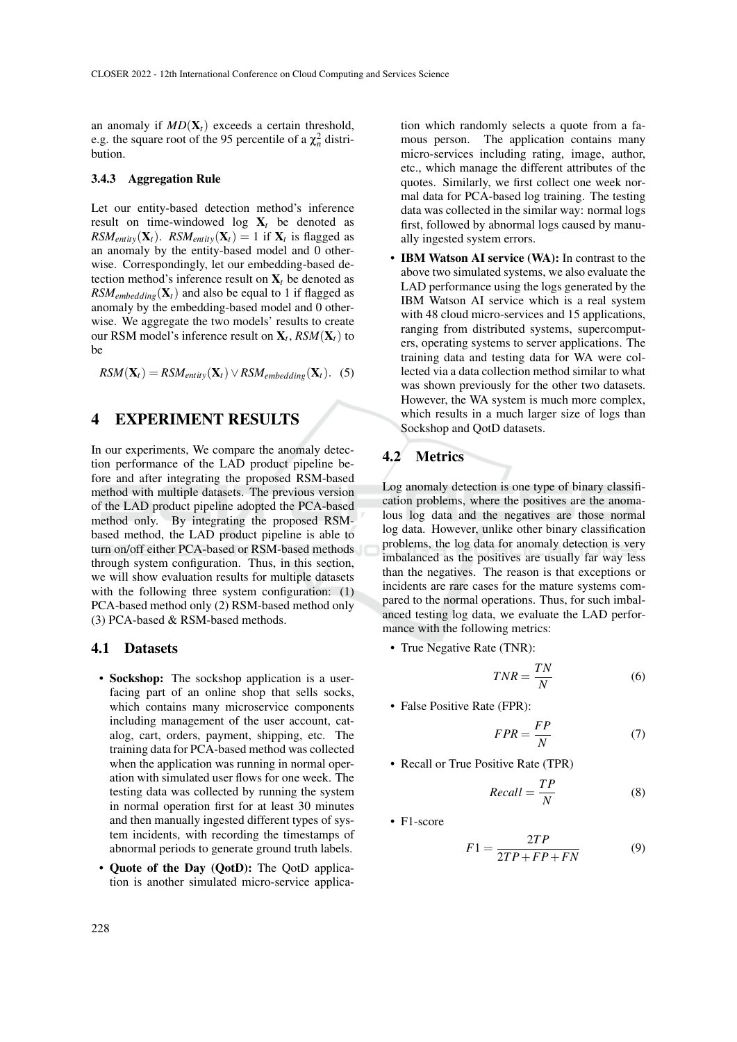an anomaly if $MD(\mathbf{X}_t)$ exceeds a certain threshold, e.g. the square root of the 95 percentile of a $\chi^2_n$ distribution.

#### 3.4.3 Aggregation Rule

Let our entity-based detection method's inference result on time-windowed log $\mathbf{X}_t$ be denoted as $RSM_{entity}(\mathbf{X}_t)$. $RSM_{entity}(\mathbf{X}_t) = 1$ if $\mathbf{X}_t$ is flagged as an anomaly by the entity-based model and 0 otherwise. Correspondingly, let our embedding-based detection method's inference result on $\mathbf{X}_t$ be denoted as $RSM_{embedding}(\mathbf{X}_t)$ and also be equal to 1 if flagged as anomaly by the embedding-based model and 0 otherwise. We aggregate the two models' results to create our RSM model's inference result on $\mathbf{X}_t$, $RSM(\mathbf{X}_t)$ to be

$$RSM(\mathbf{X}_t) = RSM_{entity}(\mathbf{X}_t) \vee RSM_{embedding}(\mathbf{X}_t). \quad (5)$$

# 4 EXPERIMENT RESULTS

In our experiments, We compare the anomaly detection performance of the LAD product pipeline before and after integrating the proposed RSM-based method with multiple datasets. The previous version of the LAD product pipeline adopted the PCA-based method only. By integrating the proposed RSM-based method, the LAD product pipeline is able to turn on/off either PCA-based or RSM-based methods through system configuration. Thus, in this section, we will show evaluation results for multiple datasets with the following three system configuration: (1) PCA-based method only (2) RSM-based method only (3) PCA-based & RSM-based methods.

## 4.1 Datasets

- **Sockshop:** The sockshop application is a user-facing part of an online shop that sells socks, which contains many microservice components including management of the user account, catalog, cart, orders, payment, shipping, etc. The training data for PCA-based method was collected when the application was running in normal operation with simulated user flows for one week. The testing data was collected by running the system in normal operation first for at least 30 minutes and then manually ingested different types of system incidents, with recording the timestamps of abnormal periods to generate ground truth labels.
- **Quote of the Day (QotD):** The QotD application is another simulated micro-service application which randomly selects a quote from a famous person. The application contains many micro-services including rating, image, author, etc., which manage the different attributes of the quotes. Similarly, we first collect one week normal data for PCA-based log training. The testing data was collected in the similar way: normal logs first, followed by abnormal logs caused by manually ingested system errors.
- **IBM Watson AI service (WA):** In contrast to the above two simulated systems, we also evaluate the LAD performance using the logs generated by the IBM Watson AI service which is a real system with 48 cloud micro-services and 15 applications, ranging from distributed systems, supercomputers, operating systems to server applications. The training data and testing data for WA were collected via a data collection method similar to what was shown previously for the other two datasets. However, the WA system is much more complex, which results in a much larger size of logs than Sockshop and QotD datasets.

## 4.2 Metrics

Log anomaly detection is one type of binary classification problems, where the positives are the anomalous log data and the negatives are those normal log data. However, unlike other binary classification problems, the log data for anomaly detection is very imbalanced as the positives are usually far way less than the negatives. The reason is that exceptions or incidents are rare cases for the mature systems compared to the normal operations. Thus, for such imbalanced testing log data, we evaluate the LAD performance with the following metrics:

- True Negative Rate (TNR):

$$TNR = \frac{TN}{N} \quad (6)$$

- False Positive Rate (FPR):

$$FPR = \frac{FP}{N} \quad (7)$$

- Recall or True Positive Rate (TPR)

$$Recall = \frac{TP}{N} \quad (8)$$

- F1-score

$$F1 = \frac{2TP}{2TP + FP + FN} \quad (9)$$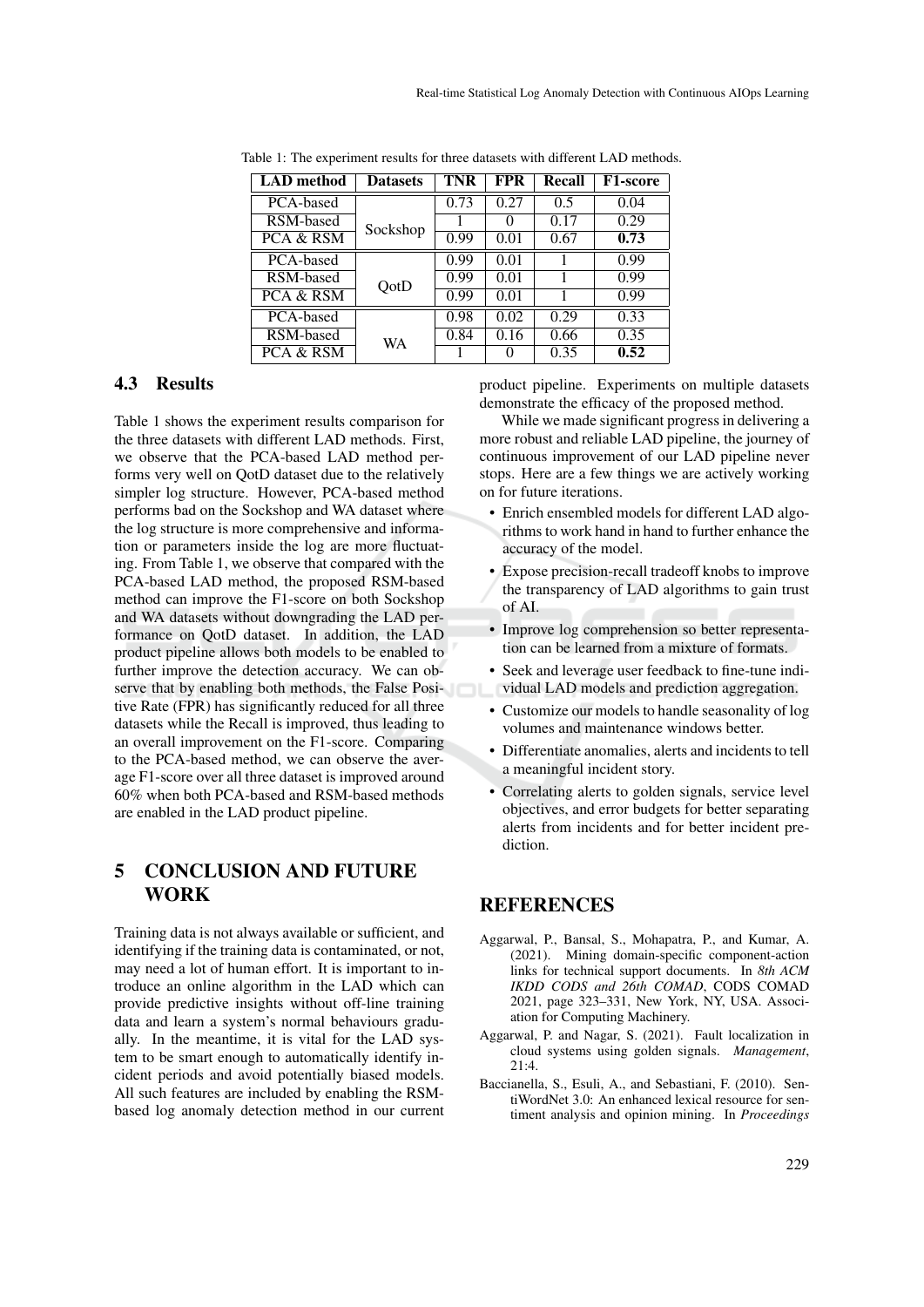Table 1: The experiment results for three datasets with different LAD methods.

| LAD method | Datasets | TNR | FPR | Recall | F1-score |
|---|---|---|---|---|---|
| PCA-based | Sockshop | 0.73 | 0.27 | 0.5 | 0.04 |
| RSM-based | | 1 | 0 | 0.17 | 0.29 |
| PCA & RSM | | 0.99 | 0.01 | 0.67 | **0.73** |
| PCA-based | QotD | 0.99 | 0.01 | 1 | 0.99 |
| RSM-based | | 0.99 | 0.01 | 1 | 0.99 |
| PCA & RSM | | 0.99 | 0.01 | 1 | 0.99 |
| PCA-based | WA | 0.98 | 0.02 | 0.29 | 0.33 |
| RSM-based | | 0.84 | 0.16 | 0.66 | 0.35 |
| PCA & RSM | | 1 | 0 | 0.35 | **0.52** |

### 4.3 Results

Table 1 shows the experiment results comparison for the three datasets with different LAD methods. First, we observe that the PCA-based LAD method performs very well on QotD dataset due to the relatively simpler log structure. However, PCA-based method performs bad on the Sockshop and WA dataset where the log structure is more comprehensive and information or parameters inside the log are more fluctuating. From Table 1, we observe that compared with the PCA-based LAD method, the proposed RSM-based method can improve the F1-score on both Sockshop and WA datasets without downgrading the LAD performance on QotD dataset. In addition, the LAD product pipeline allows both models to be enabled to further improve the detection accuracy. We can observe that by enabling both methods, the False Positive Rate (FPR) has significantly reduced for all three datasets while the Recall is improved, thus leading to an overall improvement on the F1-score. Comparing to the PCA-based method, we can observe the average F1-score over all three dataset is improved around 60% when both PCA-based and RSM-based methods are enabled in the LAD product pipeline.

## 5 CONCLUSION AND FUTURE WORK

Training data is not always available or sufficient, and identifying if the training data is contaminated, or not, may need a lot of human effort. It is important to introduce an online algorithm in the LAD which can provide predictive insights without off-line training data and learn a system's normal behaviours gradually. In the meantime, it is vital for the LAD system to be smart enough to automatically identify incident periods and avoid potentially biased models. All such features are included by enabling the RSM-based log anomaly detection method in our current product pipeline. Experiments on multiple datasets demonstrate the efficacy of the proposed method.

While we made significant progress in delivering a more robust and reliable LAD pipeline, the journey of continuous improvement of our LAD pipeline never stops. Here are a few things we are actively working on for future iterations.

- Enrich ensembled models for different LAD algorithms to work hand in hand to further enhance the accuracy of the model.
- Expose precision-recall tradeoff knobs to improve the transparency of LAD algorithms to gain trust of AI.
- Improve log comprehension so better representation can be learned from a mixture of formats.
- Seek and leverage user feedback to fine-tune individual LAD models and prediction aggregation.
- Customize our models to handle seasonality of log volumes and maintenance windows better.
- Differentiate anomalies, alerts and incidents to tell a meaningful incident story.
- Correlating alerts to golden signals, service level objectives, and error budgets for better separating alerts from incidents and for better incident prediction.

## REFERENCES

Aggarwal, P., Bansal, S., Mohapatra, P., and Kumar, A. (2021). Mining domain-specific component-action links for technical support documents. In *8th ACM IKDD CODS and 26th COMAD*, CODS COMAD 2021, page 323–331, New York, NY, USA. Association for Computing Machinery.

Aggarwal, P. and Nagar, S. (2021). Fault localization in cloud systems using golden signals. *Management*, 21:4.

Baccianella, S., Esuli, A., and Sebastiani, F. (2010). SentiWordNet 3.0: An enhanced lexical resource for sentiment analysis and opinion mining. In *Proceedings*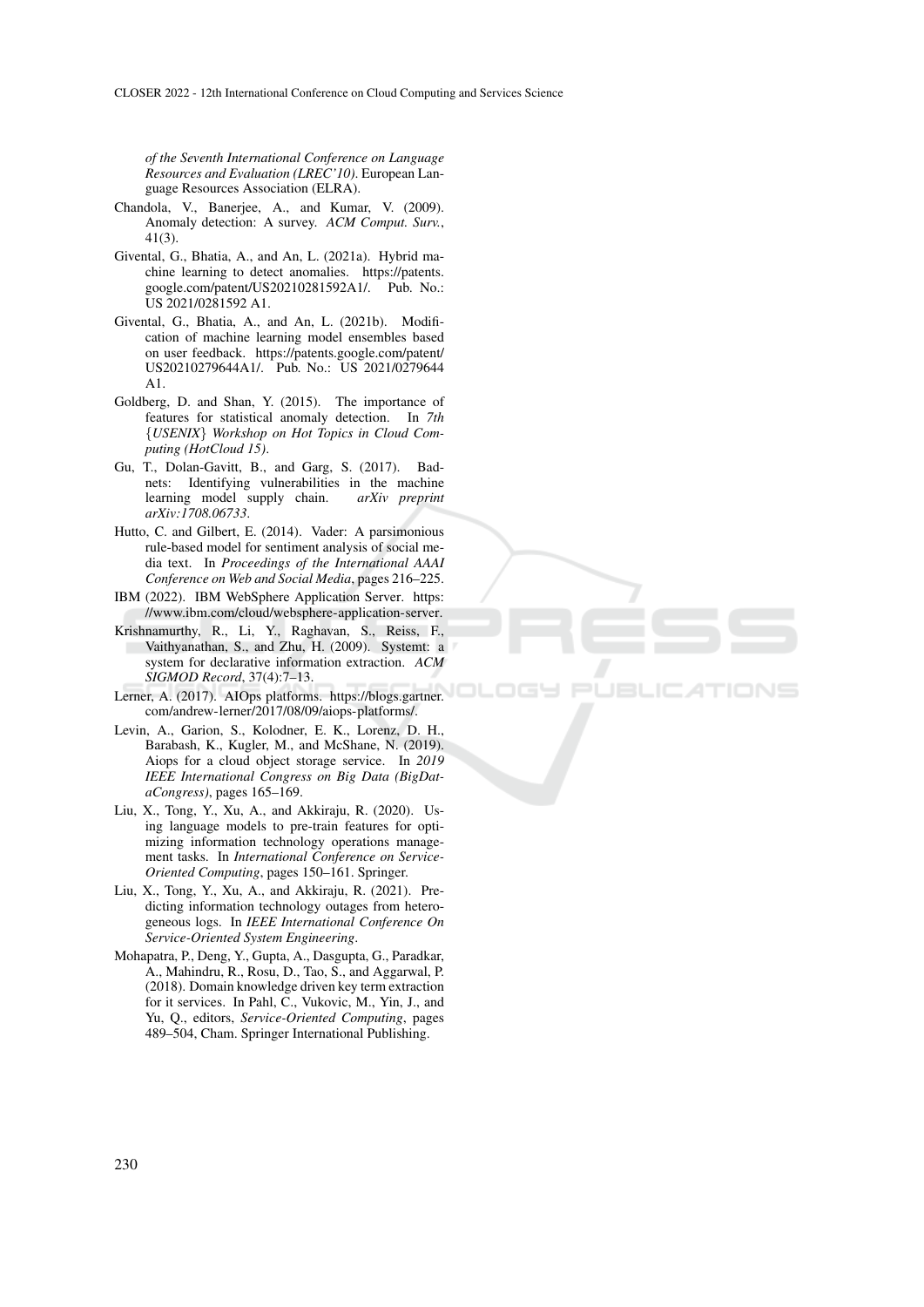*of the Seventh International Conference on Language Resources and Evaluation (LREC'10)*. European Language Resources Association (ELRA).

Chandola, V., Banerjee, A., and Kumar, V. (2009). Anomaly detection: A survey. *ACM Comput. Surv.*, 41(3).

Givental, G., Bhatia, A., and An, L. (2021a). Hybrid machine learning to detect anomalies. https://patents.google.com/patent/US20210281592A1/. Pub. No.: US 2021/0281592 A1.

Givental, G., Bhatia, A., and An, L. (2021b). Modification of machine learning model ensembles based on user feedback. https://patents.google.com/patent/US20210279644A1/. Pub. No.: US 2021/0279644 A1.

Goldberg, D. and Shan, Y. (2015). The importance of features for statistical anomaly detection. In *7th {USENIX} Workshop on Hot Topics in Cloud Computing (HotCloud 15)*.

Gu, T., Dolan-Gavitt, B., and Garg, S. (2017). Badnets: Identifying vulnerabilities in the machine learning model supply chain. *arXiv preprint arXiv:1708.06733*.

Hutto, C. and Gilbert, E. (2014). Vader: A parsimonious rule-based model for sentiment analysis of social media text. In *Proceedings of the International AAAI Conference on Web and Social Media*, pages 216–225.

IBM (2022). IBM WebSphere Application Server. https://www.ibm.com/cloud/websphere-application-server.

Krishnamurthy, R., Li, Y., Raghavan, S., Reiss, F., Vaithyanathan, S., and Zhu, H. (2009). Systemt: a system for declarative information extraction. *ACM SIGMOD Record*, 37(4):7–13.

Lerner, A. (2017). AIOps platforms. https://blogs.gartner.com/andrew-lerner/2017/08/09/aiops-platforms/.

Levin, A., Garion, S., Kolodner, E. K., Lorenz, D. H., Barabash, K., Kugler, M., and McShane, N. (2019). Aiops for a cloud object storage service. In *2019 IEEE International Congress on Big Data (BigDataCongress)*, pages 165–169.

Liu, X., Tong, Y., Xu, A., and Akkiraju, R. (2020). Using language models to pre-train features for optimizing information technology operations management tasks. In *International Conference on Service-Oriented Computing*, pages 150–161. Springer.

Liu, X., Tong, Y., Xu, A., and Akkiraju, R. (2021). Predicting information technology outages from heterogeneous logs. In *IEEE International Conference On Service-Oriented System Engineering*.

Mohapatra, P., Deng, Y., Gupta, A., Dasgupta, G., Paradkar, A., Mahindru, R., Rosu, D., Tao, S., and Aggarwal, P. (2018). Domain knowledge driven key term extraction for it services. In Pahl, C., Vukovic, M., Yin, J., and Yu, Q., editors, *Service-Oriented Computing*, pages 489–504, Cham. Springer International Publishing.